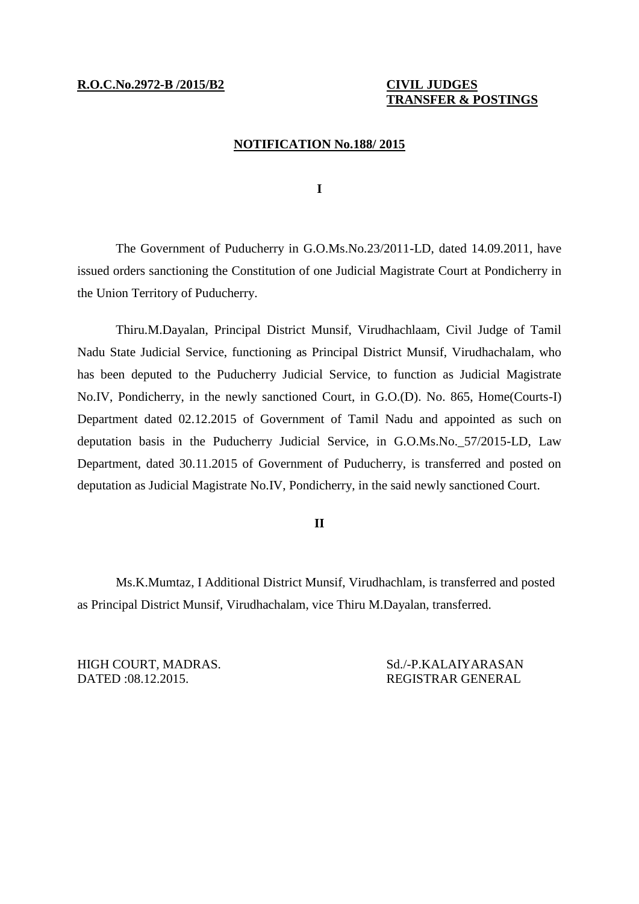**R.O.C.No.2972-B /2015/B2**

**CIVIL JUDGES**
**TRANSFER & POSTINGS**

**NOTIFICATION No.188/ 2015**

**I**

The Government of Puducherry in G.O.Ms.No.23/2011-LD, dated 14.09.2011, have issued orders sanctioning the Constitution of one Judicial Magistrate Court at Pondicherry in the Union Territory of Puducherry.

Thiru.M.Dayalan, Principal District Munsif, Virudhachlaam, Civil Judge of Tamil Nadu State Judicial Service, functioning as Principal District Munsif, Virudhachalam, who has been deputed to the Puducherry Judicial Service, to function as Judicial Magistrate No.IV, Pondicherry, in the newly sanctioned Court, in G.O.(D). No. 865, Home(Courts-I) Department dated 02.12.2015 of Government of Tamil Nadu and appointed as such on deputation basis in the Puducherry Judicial Service, in G.O.Ms.No._57/2015-LD, Law Department, dated 30.11.2015 of Government of Puducherry, is transferred and posted on deputation as Judicial Magistrate No.IV, Pondicherry, in the said newly sanctioned Court.

**II**

Ms.K.Mumtaz, I Additional District Munsif, Virudhachlam, is transferred and posted as Principal District Munsif, Virudhachalam, vice Thiru M.Dayalan, transferred.

HIGH COURT, MADRAS.
DATED :08.12.2015.

Sd./-P.KALAIYARASAN
REGISTRAR GENERAL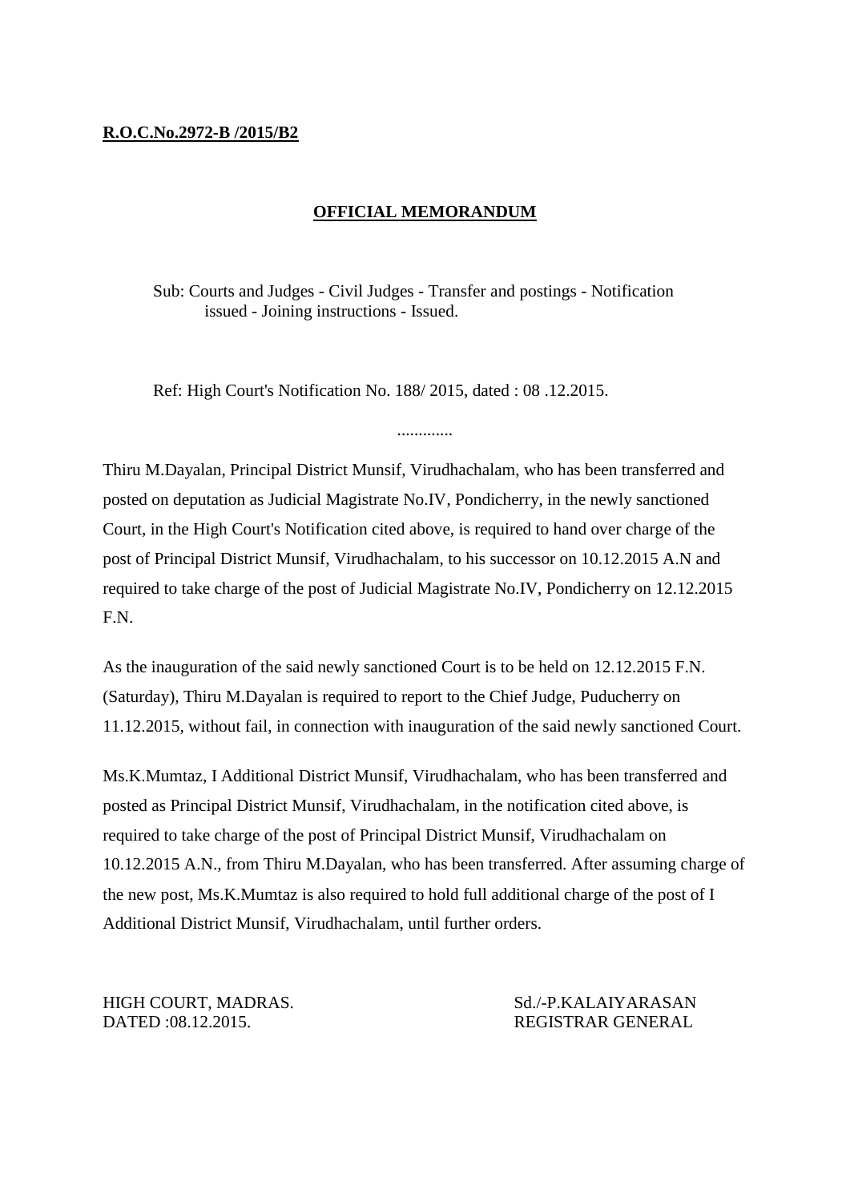**R.O.C.No.2972-B /2015/B2**

**OFFICIAL MEMORANDUM**

Sub: Courts and Judges - Civil Judges - Transfer and postings - Notification issued - Joining instructions - Issued.

Ref: High Court's Notification No. 188/ 2015, dated : 08 .12.2015.

.............

Thiru M.Dayalan, Principal District Munsif, Virudhachalam, who has been transferred and posted on deputation as Judicial Magistrate No.IV, Pondicherry, in the newly sanctioned Court, in the High Court's Notification cited above, is required to hand over charge of the post of Principal District Munsif, Virudhachalam, to his successor on 10.12.2015 A.N and required to take charge of the post of Judicial Magistrate No.IV, Pondicherry on 12.12.2015 F.N.

As the inauguration of the said newly sanctioned Court is to be held on 12.12.2015 F.N. (Saturday), Thiru M.Dayalan is required to report to the Chief Judge, Puducherry on 11.12.2015, without fail, in connection with inauguration of the said newly sanctioned Court.

Ms.K.Mumtaz, I Additional District Munsif, Virudhachalam, who has been transferred and posted as Principal District Munsif, Virudhachalam, in the notification cited above, is required to take charge of the post of Principal District Munsif, Virudhachalam on 10.12.2015 A.N., from Thiru M.Dayalan, who has been transferred. After assuming charge of the new post, Ms.K.Mumtaz is also required to hold full additional charge of the post of I Additional District Munsif, Virudhachalam, until further orders.

HIGH COURT, MADRAS.
DATED :08.12.2015.

Sd./-P.KALAIYARASAN
REGISTRAR GENERAL